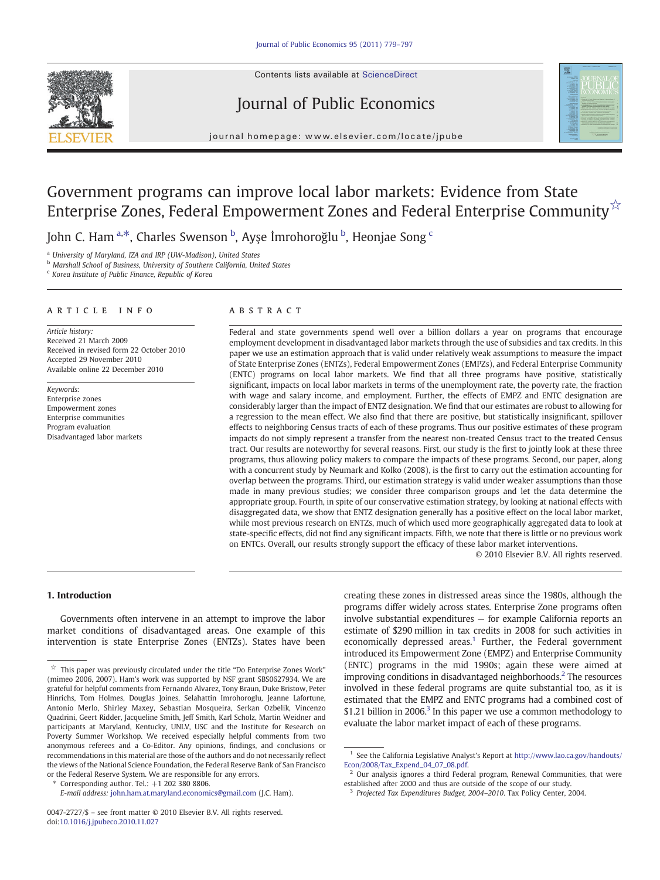Contents lists available at ScienceDirect

# Journal of Public Economics

journal homepage: www.elsevier.com/locate/jpube

# Government programs can improve local labor markets: Evidence from State Enterprise Zones, Federal Empowerment Zones and Federal Enterprise Community ☆

John C. Ham [a,*], Charles Swenson [b], Ayşe İmrohoroğlu [b], Heonjae Song [c]

[a] University of Maryland, IZA and IRP (UW-Madison), United States
[b] Marshall School of Business, University of Southern California, United States
[c] Korea Institute of Public Finance, Republic of Korea

**ARTICLE INFO**

*Article history:*
Received 21 March 2009
Received in revised form 22 October 2010
Accepted 29 November 2010
Available online 22 December 2010

*Keywords:*
Enterprise zones
Empowerment zones
Enterprise communities
Program evaluation
Disadvantaged labor markets

**ABSTRACT**

Federal and state governments spend well over a billion dollars a year on programs that encourage employment development in disadvantaged labor markets through the use of subsidies and tax credits. In this paper we use an estimation approach that is valid under relatively weak assumptions to measure the impact of State Enterprise Zones (ENTZs), Federal Empowerment Zones (EMPZs), and Federal Enterprise Community (ENTC) programs on local labor markets. We find that all three programs have positive, statistically significant, impacts on local labor markets in terms of the unemployment rate, the poverty rate, the fraction with wage and salary income, and employment. Further, the effects of EMPZ and ENTC designation are considerably larger than the impact of ENTZ designation. We find that our estimates are robust to allowing for a regression to the mean effect. We also find that there are positive, but statistically insignificant, spillover effects to neighboring Census tracts of each of these programs. Thus our positive estimates of these program impacts do not simply represent a transfer from the nearest non-treated Census tract to the treated Census tract. Our results are noteworthy for several reasons. First, our study is the first to jointly look at these three programs, thus allowing policy makers to compare the impacts of these programs. Second, our paper, along with a concurrent study by Neumark and Kolko (2008), is the first to carry out the estimation accounting for overlap between the programs. Third, our estimation strategy is valid under weaker assumptions than those made in many previous studies; we consider three comparison groups and let the data determine the appropriate group. Fourth, in spite of our conservative estimation strategy, by looking at national effects with disaggregated data, we show that ENTZ designation generally has a positive effect on the local labor market, while most previous research on ENTZs, much of which used more geographically aggregated data to look at state-specific effects, did not find any significant impacts. Fifth, we note that there is little or no previous work on ENTCs. Overall, our results strongly support the efficacy of these labor market interventions.

© 2010 Elsevier B.V. All rights reserved.

## 1. Introduction

Governments often intervene in an attempt to improve the labor market conditions of disadvantaged areas. One example of this intervention is state Enterprise Zones (ENTZs). States have been creating these zones in distressed areas since the 1980s, although the programs differ widely across states. Enterprise Zone programs often involve substantial expenditures — for example California reports an estimate of $290 million in tax credits in 2008 for such activities in economically depressed areas.[1] Further, the Federal government introduced its Empowerment Zone (EMPZ) and Enterprise Community (ENTC) programs in the mid 1990s; again these were aimed at improving conditions in disadvantaged neighborhoods.[2] The resources involved in these federal programs are quite substantial too, as it is estimated that the EMPZ and ENTC programs had a combined cost of $1.21 billion in 2006.[3] In this paper we use a common methodology to evaluate the labor market impact of each of these programs.

☆ This paper was previously circulated under the title "Do Enterprise Zones Work" (mimeo 2006, 2007). Ham's work was supported by NSF grant SBS0627934. We are grateful for helpful comments from Fernando Alvarez, Tony Braun, Duke Bristow, Peter Hinrichs, Tom Holmes, Douglas Joines, Selahattin Imrohoroglu, Jeanne Lafortune, Antonio Merlo, Shirley Maxey, Sebastian Mosqueira, Serkan Ozbelik, Vincenzo Quadrini, Geert Ridder, Jacqueline Smith, Jeff Smith, Karl Scholz, Martin Weidner and participants at Maryland, Kentucky, UNLV, USC and the Institute for Research on Poverty Summer Workshop. We received especially helpful comments from two anonymous referees and a Co-Editor. Any opinions, findings, and conclusions or recommendations in this material are those of the authors and do not necessarily reflect the views of the National Science Foundation, the Federal Reserve Bank of San Francisco or the Federal Reserve System. We are responsible for any errors.

\* Corresponding author. Tel.: +1 202 380 8806.
*E-mail address:* john.ham.at.maryland.economics@gmail.com (J.C. Ham).

[1] See the California Legislative Analyst's Report at http://www.lao.ca.gov/handouts/Econ/2008/Tax_Expend_04_07_08.pdf.

[2] Our analysis ignores a third Federal program, Renewal Communities, that were established after 2000 and thus are outside of the scope of our study.

[3] *Projected Tax Expenditures Budget, 2004–2010*. Tax Policy Center, 2004.

0047-2727/$ – see front matter © 2010 Elsevier B.V. All rights reserved.
doi:10.1016/j.jpubeco.2010.11.027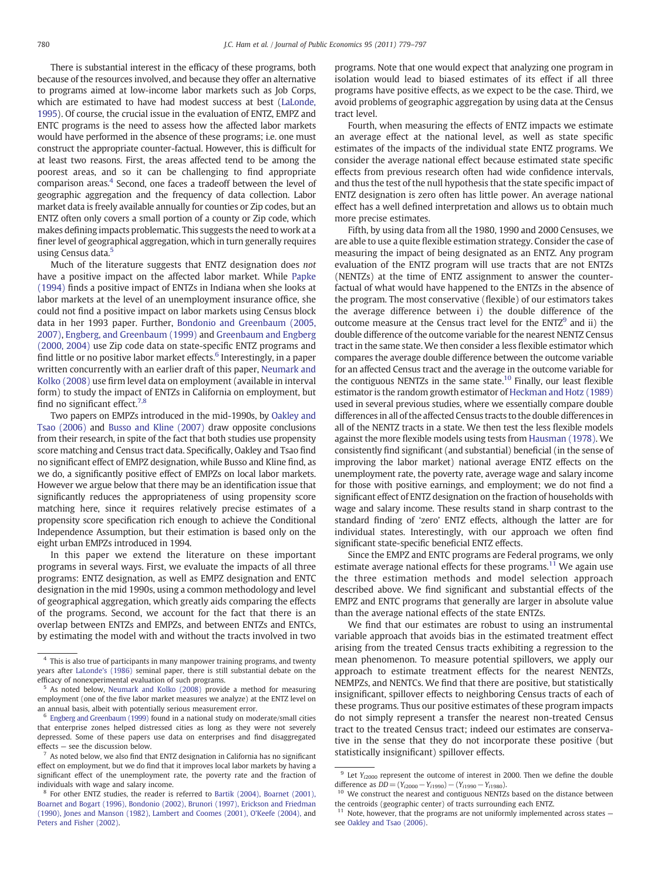There is substantial interest in the efficacy of these programs, both because of the resources involved, and because they offer an alternative to programs aimed at low-income labor markets such as Job Corps, which are estimated to have had modest success at best (LaLonde, 1995). Of course, the crucial issue in the evaluation of ENTZ, EMPZ and ENTC programs is the need to assess how the affected labor markets would have performed in the absence of these programs; i.e. one must construct the appropriate counter-factual. However, this is difficult for at least two reasons. First, the areas affected tend to be among the poorest areas, and so it can be challenging to find appropriate comparison areas.[4] Second, one faces a tradeoff between the level of geographic aggregation and the frequency of data collection. Labor market data is freely available annually for counties or Zip codes, but an ENTZ often only covers a small portion of a county or Zip code, which makes defining impacts problematic. This suggests the need to work at a finer level of geographical aggregation, which in turn generally requires using Census data.[5]

Much of the literature suggests that ENTZ designation does *not* have a positive impact on the affected labor market. While Papke (1994) finds a positive impact of ENTZs in Indiana when she looks at labor markets at the level of an unemployment insurance office, she could not find a positive impact on labor markets using Census block data in her 1993 paper. Further, Bondonio and Greenbaum (2005, 2007), Engberg, and Greenbaum (1999) and Greenbaum and Engberg (2000, 2004) use Zip code data on state-specific ENTZ programs and find little or no positive labor market effects.[6] Interestingly, in a paper written concurrently with an earlier draft of this paper, Neumark and Kolko (2008) use firm level data on employment (available in interval form) to study the impact of ENTZs in California on employment, but find no significant effect.[7,8]

Two papers on EMPZs introduced in the mid-1990s, by Oakley and Tsao (2006) and Busso and Kline (2007) draw opposite conclusions from their research, in spite of the fact that both studies use propensity score matching and Census tract data. Specifically, Oakley and Tsao find no significant effect of EMPZ designation, while Busso and Kline find, as we do, a significantly positive effect of EMPZs on local labor markets. However we argue below that there may be an identification issue that significantly reduces the appropriateness of using propensity score matching here, since it requires relatively precise estimates of a propensity score specification rich enough to achieve the Conditional Independence Assumption, but their estimation is based only on the eight urban EMPZs introduced in 1994.

In this paper we extend the literature on these important programs in several ways. First, we evaluate the impacts of all three programs: ENTZ designation, as well as EMPZ designation and ENTC designation in the mid 1990s, using a common methodology and level of geographical aggregation, which greatly aids comparing the effects of the programs. Second, we account for the fact that there is an overlap between ENTZs and EMPZs, and between ENTZs and ENTCs, by estimating the model with and without the tracts involved in two programs. Note that one would expect that analyzing one program in isolation would lead to biased estimates of its effect if all three programs have positive effects, as we expect to be the case. Third, we avoid problems of geographic aggregation by using data at the Census tract level.

Fourth, when measuring the effects of ENTZ impacts we estimate an average effect at the national level, as well as state specific estimates of the impacts of the individual state ENTZ programs. We consider the average national effect because estimated state specific effects from previous research often had wide confidence intervals, and thus the test of the null hypothesis that the state specific impact of ENTZ designation is zero often has little power. An average national effect has a well defined interpretation and allows us to obtain much more precise estimates.

Fifth, by using data from all the 1980, 1990 and 2000 Censuses, we are able to use a quite flexible estimation strategy. Consider the case of measuring the impact of being designated as an ENTZ. Any program evaluation of the ENTZ program will use tracts that are not ENTZs (NENTZs) at the time of ENTZ assignment to answer the counterfactual of what would have happened to the ENTZs in the absence of the program. The most conservative (flexible) of our estimators takes the average difference between i) the double difference of the outcome measure at the Census tract level for the ENTZ[9] and ii) the double difference of the outcome variable for the nearest NENTZ Census tract in the same state. We then consider a less flexible estimator which compares the average double difference between the outcome variable for an affected Census tract and the average in the outcome variable for the contiguous NENTZs in the same state.[10] Finally, our least flexible estimator is the random growth estimator of Heckman and Hotz (1989) used in several previous studies, where we essentially compare double differences in all of the affected Census tracts to the double differences in all of the NENTZ tracts in a state. We then test the less flexible models against the more flexible models using tests from Hausman (1978). We consistently find significant (and substantial) beneficial (in the sense of improving the labor market) national average ENTZ effects on the unemployment rate, the poverty rate, average wage and salary income for those with positive earnings, and employment; we do not find a significant effect of ENTZ designation on the fraction of households with wage and salary income. These results stand in sharp contrast to the standard finding of 'zero' ENTZ effects, although the latter are for individual states. Interestingly, with our approach we often find significant state-specific beneficial ENTZ effects.

Since the EMPZ and ENTC programs are Federal programs, we only estimate average national effects for these programs.[11] We again use the three estimation methods and model selection approach described above. We find significant and substantial effects of the EMPZ and ENTC programs that generally are larger in absolute value than the average national effects of the state ENTZs.

We find that our estimates are robust to using an instrumental variable approach that avoids bias in the estimated treatment effect arising from the treated Census tracts exhibiting a regression to the mean phenomenon. To measure potential spillovers, we apply our approach to estimate treatment effects for the nearest NENTZs, NEMPZs, and NENTCs. We find that there are positive, but statistically insignificant, spillover effects to neighboring Census tracts of each of these programs. Thus our positive estimates of these program impacts do not simply represent a transfer the nearest non-treated Census tract to the treated Census tract; indeed our estimates are conservative in the sense that they do not incorporate these positive (but statistically insignificant) spillover effects.

---

[4] This is also true of participants in many manpower training programs, and twenty years after LaLonde's (1986) seminal paper, there is still substantial debate on the efficacy of nonexperimental evaluation of such programs.

[5] As noted below, Neumark and Kolko (2008) provide a method for measuring employment (one of the five labor market measures we analyze) at the ENTZ level on an annual basis, albeit with potentially serious measurement error.

[6] Engberg and Greenbaum (1999) found in a national study on moderate/small cities that enterprise zones helped distressed cities as long as they were not severely depressed. Some of these papers use data on enterprises and find disaggregated effects — see the discussion below.

[7] As noted below, we also find that ENTZ designation in California has no significant effect on employment, but we do find that it improves local labor markets by having a significant effect of the unemployment rate, the poverty rate and the fraction of individuals with wage and salary income.

[8] For other ENTZ studies, the reader is referred to Bartik (2004), Boarnet (2001), Boarnet and Bogart (1996), Bondonio (2002), Brunori (1997), Erickson and Friedman (1990), Jones and Manson (1982), Lambert and Coomes (2001), O'Keefe (2004), and Peters and Fisher (2002).

[9] Let $Y_{i2000}$ represent the outcome of interest in 2000. Then we define the double difference as $DD = (Y_{i2000} - Y_{i1990}) - (Y_{i1990} - Y_{i1980})$.

[10] We construct the nearest and contiguous NENTZs based on the distance between the centroids (geographic center) of tracts surrounding each ENTZ.

[11] Note, however, that the programs are not uniformly implemented across states — see Oakley and Tsao (2006).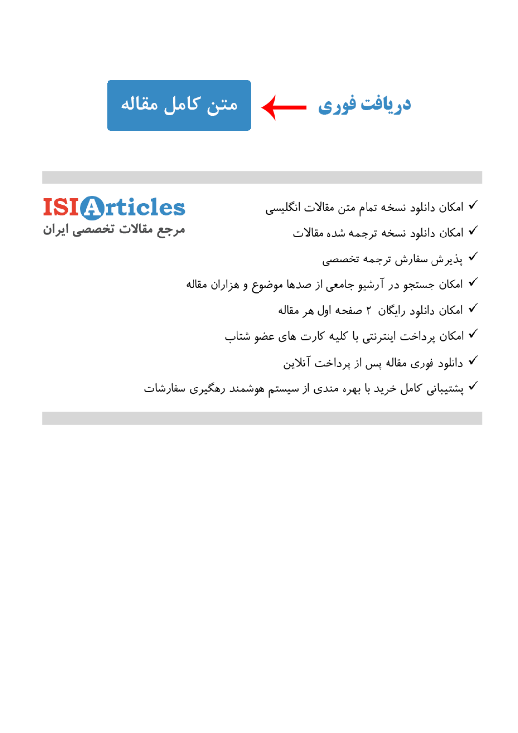**متن کامل مقاله** ← **دریافت فوری**

**ISIArticles**
مرجع مقالات تخصصی ایران

- ✓ امکان دانلود نسخه تمام متن مقالات انگلیسی
- ✓ امکان دانلود نسخه ترجمه شده مقالات
- ✓ پذیرش سفارش ترجمه تخصصی
- ✓ امکان جستجو در آرشیو جامعی از صدها موضوع و هزاران مقاله
- ✓ امکان دانلود رایگان ۲ صفحه اول هر مقاله
- ✓ امکان پرداخت اینترنتی با کلیه کارت های عضو شتاب
- ✓ دانلود فوری مقاله پس از پرداخت آنلاین
- ✓ پشتیبانی کامل خرید با بهره مندی از سیستم هوشمند رهگیری سفارشات